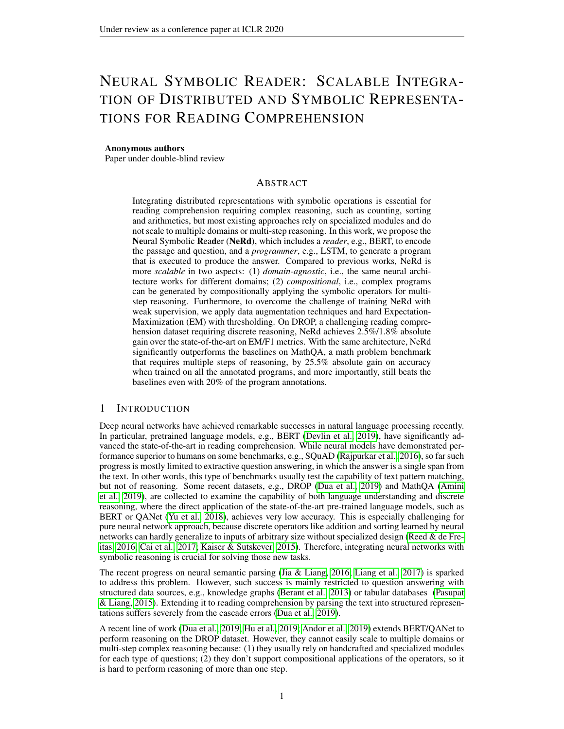# NEURAL SYMBOLIC READER: SCALABLE INTEGRATION OF DISTRIBUTED AND SYMBOLIC REPRESENTATIONS FOR READING COMPREHENSION

**Anonymous authors**
Paper under double-blind review

## ABSTRACT

Integrating distributed representations with symbolic operations is essential for reading comprehension requiring complex reasoning, such as counting, sorting and arithmetics, but most existing approaches rely on specialized modules and do not scale to multiple domains or multi-step reasoning. In this work, we propose the **Ne**ural Symbolic **R**ea**d**er (**NeRd**), which includes a *reader*, e.g., BERT, to encode the passage and question, and a *programmer*, e.g., LSTM, to generate a program that is executed to produce the answer. Compared to previous works, NeRd is more *scalable* in two aspects: (1) *domain-agnostic*, i.e., the same neural architecture works for different domains; (2) *compositional*, i.e., complex programs can be generated by compositionally applying the symbolic operators for multi-step reasoning. Furthermore, to overcome the challenge of training NeRd with weak supervision, we apply data augmentation techniques and hard Expectation-Maximization (EM) with thresholding. On DROP, a challenging reading comprehension dataset requiring discrete reasoning, NeRd achieves 2.5%/1.8% absolute gain over the state-of-the-art on EM/F1 metrics. With the same architecture, NeRd significantly outperforms the baselines on MathQA, a math problem benchmark that requires multiple steps of reasoning, by 25.5% absolute gain on accuracy when trained on all the annotated programs, and more importantly, still beats the baselines even with 20% of the program annotations.

## 1 INTRODUCTION

Deep neural networks have achieved remarkable successes in natural language processing recently. In particular, pretrained language models, e.g., BERT (Devlin et al., 2019), have significantly advanced the state-of-the-art in reading comprehension. While neural models have demonstrated performance superior to humans on some benchmarks, e.g., SQuAD (Rajpurkar et al., 2016), so far such progress is mostly limited to extractive question answering, in which the answer is a single span from the text. In other words, this type of benchmarks usually test the capability of text pattern matching, but not of reasoning. Some recent datasets, e.g., DROP (Dua et al., 2019) and MathQA (Amini et al., 2019), are collected to examine the capability of both language understanding and discrete reasoning, where the direct application of the state-of-the-art pre-trained language models, such as BERT or QANet (Yu et al., 2018), achieves very low accuracy. This is especially challenging for pure neural network approach, because discrete operators like addition and sorting learned by neural networks can hardly generalize to inputs of arbitrary size without specialized design (Reed & de Freitas, 2016; Cai et al., 2017; Kaiser & Sutskever, 2015). Therefore, integrating neural networks with symbolic reasoning is crucial for solving those new tasks.

The recent progress on neural semantic parsing (Jia & Liang, 2016; Liang et al., 2017) is sparked to address this problem. However, such success is mainly restricted to question answering with structured data sources, e.g., knowledge graphs (Berant et al., 2013) or tabular databases (Pasupat & Liang, 2015). Extending it to reading comprehension by parsing the text into structured representations suffers severely from the cascade errors (Dua et al., 2019).

A recent line of work (Dua et al., 2019; Hu et al., 2019; Andor et al., 2019) extends BERT/QANet to perform reasoning on the DROP dataset. However, they cannot easily scale to multiple domains or multi-step complex reasoning because: (1) they usually rely on handcrafted and specialized modules for each type of questions; (2) they don't support compositional applications of the operators, so it is hard to perform reasoning of more than one step.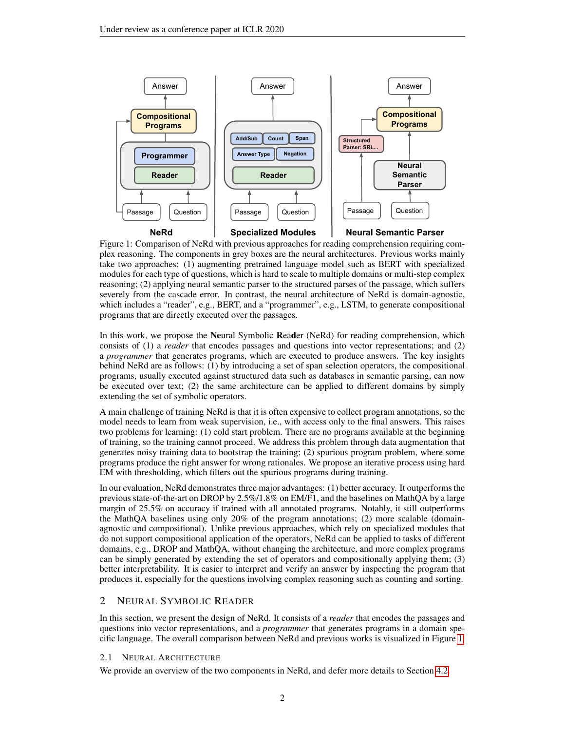Figure 1: Comparison of NeRd with previous approaches for reading comprehension requiring complex reasoning. The components in grey boxes are the neural architectures. Previous works mainly take two approaches: (1) augmenting pretrained language model such as BERT with specialized modules for each type of questions, which is hard to scale to multiple domains or multi-step complex reasoning; (2) applying neural semantic parser to the structured parses of the passage, which suffers severely from the cascade error. In contrast, the neural architecture of NeRd is domain-agnostic, which includes a "reader", e.g., BERT, and a "programmer", e.g., LSTM, to generate compositional programs that are directly executed over the passages.

In this work, we propose the **Ne**ural Symbolic **Re**a**d**er (NeRd) for reading comprehension, which consists of (1) a *reader* that encodes passages and questions into vector representations; and (2) a *programmer* that generates programs, which are executed to produce answers. The key insights behind NeRd are as follows: (1) by introducing a set of span selection operators, the compositional programs, usually executed against structured data such as databases in semantic parsing, can now be executed over text; (2) the same architecture can be applied to different domains by simply extending the set of symbolic operators.

A main challenge of training NeRd is that it is often expensive to collect program annotations, so the model needs to learn from weak supervision, i.e., with access only to the final answers. This raises two problems for learning: (1) cold start problem. There are no programs available at the beginning of training, so the training cannot proceed. We address this problem through data augmentation that generates noisy training data to bootstrap the training; (2) spurious program problem, where some programs produce the right answer for wrong rationales. We propose an iterative process using hard EM with thresholding, which filters out the spurious programs during training.

In our evaluation, NeRd demonstrates three major advantages: (1) better accuracy. It outperforms the previous state-of-the-art on DROP by 2.5%/1.8% on EM/F1, and the baselines on MathQA by a large margin of 25.5% on accuracy if trained with all annotated programs. Notably, it still outperforms the MathQA baselines using only 20% of the program annotations; (2) more scalable (domain-agnostic and compositional). Unlike previous approaches, which rely on specialized modules that do not support compositional application of the operators, NeRd can be applied to tasks of different domains, e.g., DROP and MathQA, without changing the architecture, and more complex programs can be simply generated by extending the set of operators and compositionally applying them; (3) better interpretability. It is easier to interpret and verify an answer by inspecting the program that produces it, especially for the questions involving complex reasoning such as counting and sorting.

## 2 Neural Symbolic Reader

In this section, we present the design of NeRd. It consists of a *reader* that encodes the passages and questions into vector representations, and a *programmer* that generates programs in a domain specific language. The overall comparison between NeRd and previous works is visualized in Figure 1.

### 2.1 Neural Architecture

We provide an overview of the two components in NeRd, and defer more details to Section 4.2.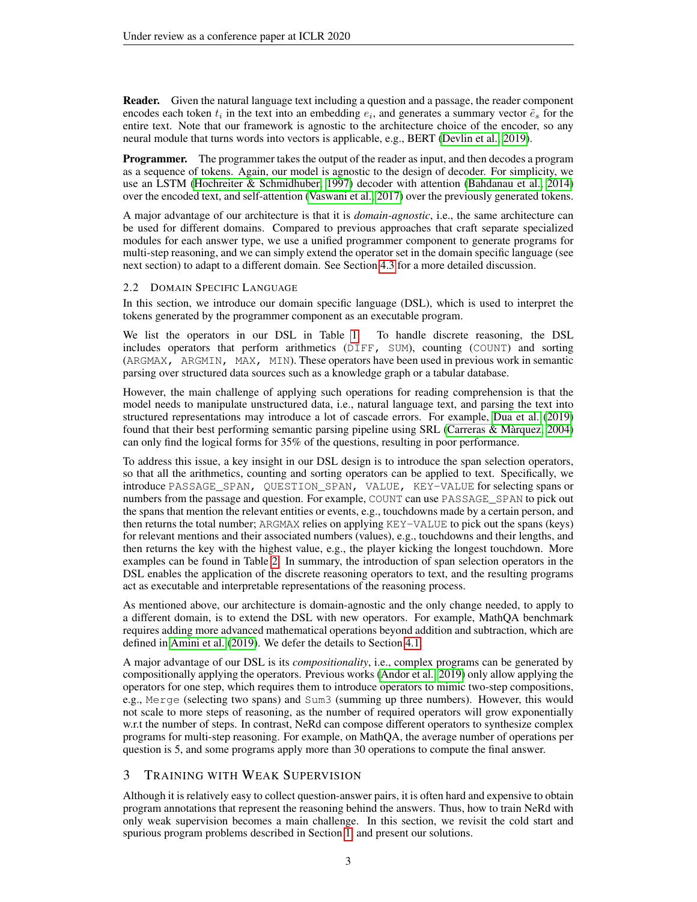**Reader.** Given the natural language text including a question and a passage, the reader component encodes each token $t_i$ in the text into an embedding $e_i$, and generates a summary vector $\tilde{e}_s$ for the entire text. Note that our framework is agnostic to the architecture choice of the encoder, so any neural module that turns words into vectors is applicable, e.g., BERT (Devlin et al., 2019).

**Programmer.** The programmer takes the output of the reader as input, and then decodes a program as a sequence of tokens. Again, our model is agnostic to the design of decoder. For simplicity, we use an LSTM (Hochreiter & Schmidhuber, 1997) decoder with attention (Bahdanau et al., 2014) over the encoded text, and self-attention (Vaswani et al., 2017) over the previously generated tokens.

A major advantage of our architecture is that it is *domain-agnostic*, i.e., the same architecture can be used for different domains. Compared to previous approaches that craft separate specialized modules for each answer type, we use a unified programmer component to generate programs for multi-step reasoning, and we can simply extend the operator set in the domain specific language (see next section) to adapt to a different domain. See Section 4.3 for a more detailed discussion.

### 2.2 Domain Specific Language

In this section, we introduce our domain specific language (DSL), which is used to interpret the tokens generated by the programmer component as an executable program.

We list the operators in our DSL in Table 1. To handle discrete reasoning, the DSL includes operators that perform arithmetics (`DIFF`, `SUM`), counting (`COUNT`) and sorting (`ARGMAX`, `ARGMIN`, `MAX`, `MIN`). These operators have been used in previous work in semantic parsing over structured data sources such as a knowledge graph or a tabular database.

However, the main challenge of applying such operations for reading comprehension is that the model needs to manipulate unstructured data, i.e., natural language text, and parsing the text into structured representations may introduce a lot of cascade errors. For example, Dua et al. (2019) found that their best performing semantic parsing pipeline using SRL (Carreras & Màrquez, 2004) can only find the logical forms for 35% of the questions, resulting in poor performance.

To address this issue, a key insight in our DSL design is to introduce the span selection operators, so that all the arithmetics, counting and sorting operators can be applied to text. Specifically, we introduce `PASSAGE_SPAN`, `QUESTION_SPAN`, `VALUE`, `KEY-VALUE` for selecting spans or numbers from the passage and question. For example, `COUNT` can use `PASSAGE_SPAN` to pick out the spans that mention the relevant entities or events, e.g., touchdowns made by a certain person, and then returns the total number; `ARGMAX` relies on applying `KEY-VALUE` to pick out the spans (keys) for relevant mentions and their associated numbers (values), e.g., touchdowns and their lengths, and then returns the key with the highest value, e.g., the player kicking the longest touchdown. More examples can be found in Table 2. In summary, the introduction of span selection operators in the DSL enables the application of the discrete reasoning operators to text, and the resulting programs act as executable and interpretable representations of the reasoning process.

As mentioned above, our architecture is domain-agnostic and the only change needed, to apply to a different domain, is to extend the DSL with new operators. For example, MathQA benchmark requires adding more advanced mathematical operations beyond addition and subtraction, which are defined in Amini et al. (2019). We defer the details to Section 4.1.

A major advantage of our DSL is its *compositionality*, i.e., complex programs can be generated by compositionally applying the operators. Previous works (Andor et al., 2019) only allow applying the operators for one step, which requires them to introduce operators to mimic two-step compositions, e.g., `Merge` (selecting two spans) and `Sum3` (summing up three numbers). However, this would not scale to more steps of reasoning, as the number of required operators will grow exponentially w.r.t the number of steps. In contrast, NeRd can compose different operators to synthesize complex programs for multi-step reasoning. For example, on MathQA, the average number of operations per question is 5, and some programs apply more than 30 operations to compute the final answer.

## 3 Training with Weak Supervision

Although it is relatively easy to collect question-answer pairs, it is often hard and expensive to obtain program annotations that represent the reasoning behind the answers. Thus, how to train NeRd with only weak supervision becomes a main challenge. In this section, we revisit the cold start and spurious program problems described in Section 1 and present our solutions.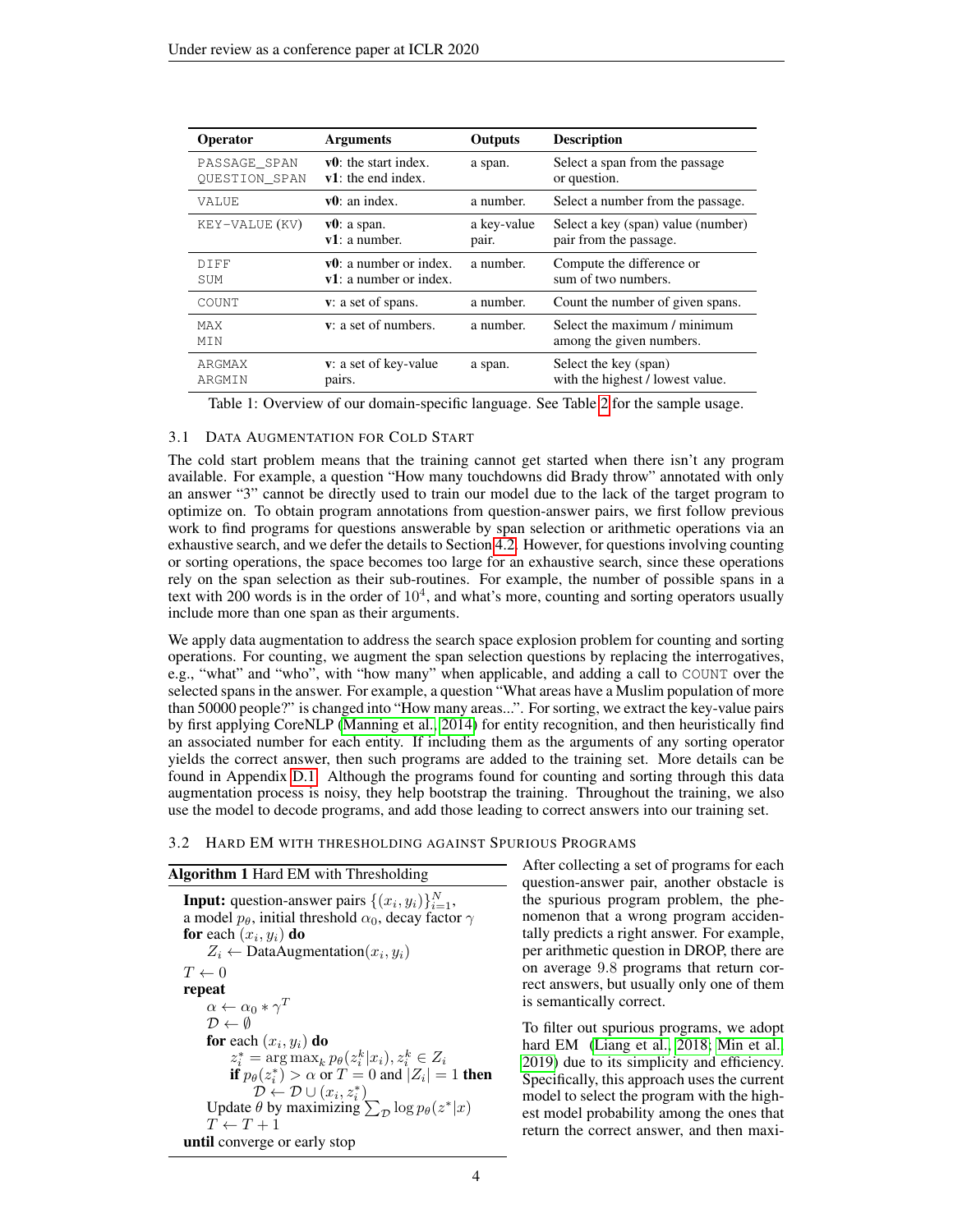| Operator | Arguments | Outputs | Description |
|---|---|---|---|
| PASSAGE_SPAN<br>QUESTION_SPAN | **v0**: the start index.<br>**v1**: the end index. | a span. | Select a span from the passage or question. |
| VALUE | **v0**: an index. | a number. | Select a number from the passage. |
| KEY-VALUE (KV) | **v0**: a span.<br>**v1**: a number. | a key-value pair. | Select a key (span) value (number) pair from the passage. |
| DIFF<br>SUM | **v0**: a number or index.<br>**v1**: a number or index. | a number. | Compute the difference or sum of two numbers. |
| COUNT | **v**: a set of spans. | a number. | Count the number of given spans. |
| MAX<br>MIN | **v**: a set of numbers. | a number. | Select the maximum / minimum among the given numbers. |
| ARGMAX<br>ARGMIN | **v**: a set of key-value pairs. | a span. | Select the key (span) with the highest / lowest value. |

Table 1: Overview of our domain-specific language. See Table 2 for the sample usage.

### 3.1 Data Augmentation for Cold Start

The cold start problem means that the training cannot get started when there isn't any program available. For example, a question "How many touchdowns did Brady throw" annotated with only an answer "3" cannot be directly used to train our model due to the lack of the target program to optimize on. To obtain program annotations from question-answer pairs, we first follow previous work to find programs for questions answerable by span selection or arithmetic operations via an exhaustive search, and we defer the details to Section 4.2. However, for questions involving counting or sorting operations, the space becomes too large for an exhaustive search, since these operations rely on the span selection as their sub-routines. For example, the number of possible spans in a text with 200 words is in the order of $10^4$, and what's more, counting and sorting operators usually include more than one span as their arguments.

We apply data augmentation to address the search space explosion problem for counting and sorting operations. For counting, we augment the span selection questions by replacing the interrogatives, e.g., "what" and "who", with "how many" when applicable, and adding a call to COUNT over the selected spans in the answer. For example, a question "What areas have a Muslim population of more than 50000 people?" is changed into "How many areas...". For sorting, we extract the key-value pairs by first applying CoreNLP (Manning et al., 2014) for entity recognition, and then heuristically find an associated number for each entity. If including them as the arguments of any sorting operator yields the correct answer, then such programs are added to the training set. More details can be found in Appendix D.1. Although the programs found for counting and sorting through this data augmentation process is noisy, they help bootstrap the training. Throughout the training, we also use the model to decode programs, and add those leading to correct answers into our training set.

### 3.2 Hard EM with Thresholding against Spurious Programs

**Algorithm 1** Hard EM with Thresholding

**Input:** question-answer pairs $\{(x_i, y_i)\}_{i=1}^N$,
a model $p_\theta$, initial threshold $\alpha_0$, decay factor $\gamma$
**for** each $(x_i, y_i)$ **do**
  $Z_i \leftarrow \text{DataAugmentation}(x_i, y_i)$
$T \leftarrow 0$
**repeat**
  $\alpha \leftarrow \alpha_0 * \gamma^T$
  $\mathcal{D} \leftarrow \emptyset$
  **for** each $(x_i, y_i)$ **do**
    $z_i^* = \arg\max_k p_\theta(z_i^k|x_i), z_i^k \in Z_i$
    **if** $p_\theta(z_i^*) > \alpha$ or $T = 0$ and $|Z_i| = 1$ **then**
      $\mathcal{D} \leftarrow \mathcal{D} \cup (x_i, z_i^*)$
  Update $\theta$ by maximizing $\sum_\mathcal{D} \log p_\theta(z^*|x)$
  $T \leftarrow T + 1$
**until** converge or early stop

After collecting a set of programs for each question-answer pair, another obstacle is the spurious program problem, the phenomenon that a wrong program accidentally predicts a right answer. For example, per arithmetic question in DROP, there are on average 9.8 programs that return correct answers, but usually only one of them is semantically correct.

To filter out spurious programs, we adopt hard EM (Liang et al., 2018; Min et al., 2019) due to its simplicity and efficiency. Specifically, this approach uses the current model to select the program with the highest model probability among the ones that return the correct answer, and then maxi-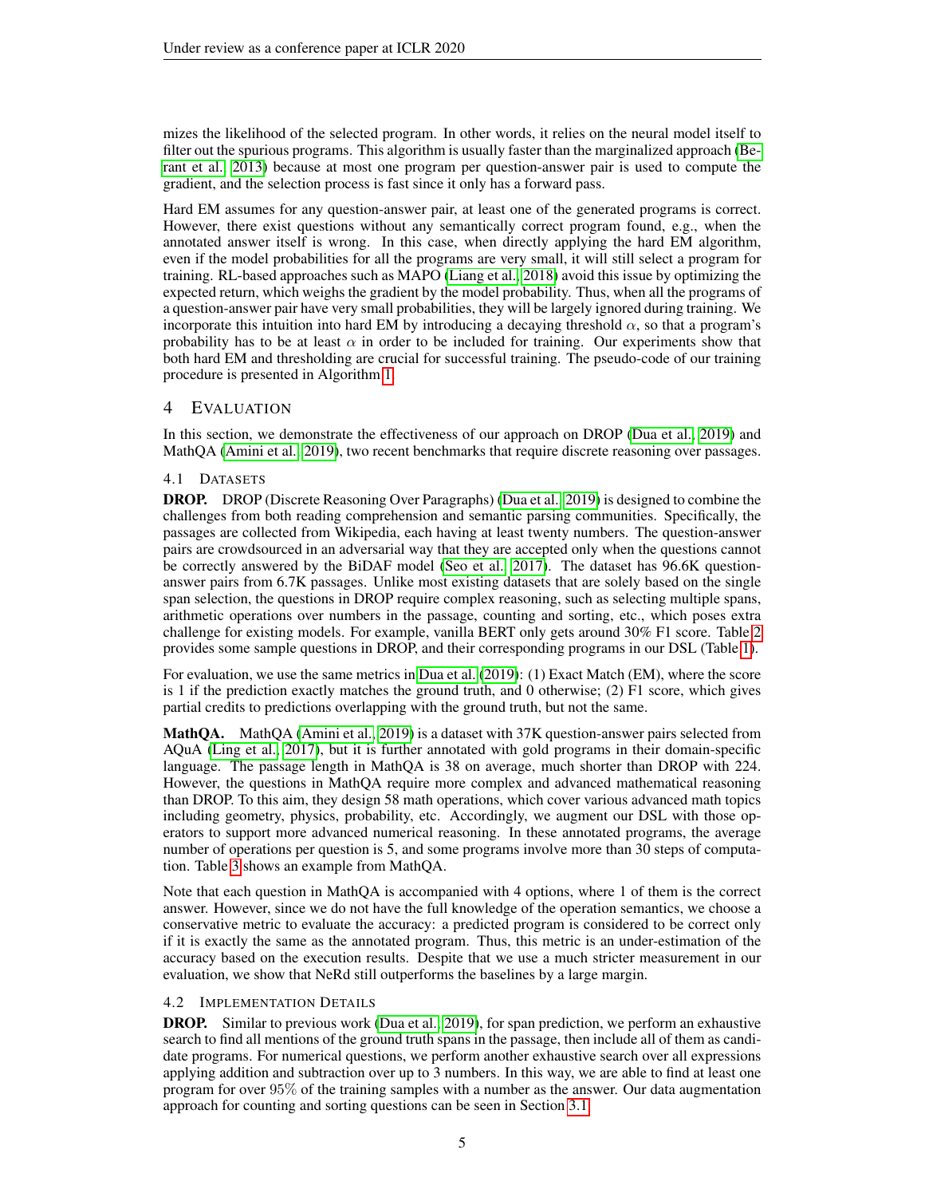mizes the likelihood of the selected program. In other words, it relies on the neural model itself to filter out the spurious programs. This algorithm is usually faster than the marginalized approach (Berant et al., 2013) because at most one program per question-answer pair is used to compute the gradient, and the selection process is fast since it only has a forward pass.

Hard EM assumes for any question-answer pair, at least one of the generated programs is correct. However, there exist questions without any semantically correct program found, e.g., when the annotated answer itself is wrong. In this case, when directly applying the hard EM algorithm, even if the model probabilities for all the programs are very small, it will still select a program for training. RL-based approaches such as MAPO (Liang et al., 2018) avoid this issue by optimizing the expected return, which weighs the gradient by the model probability. Thus, when all the programs of a question-answer pair have very small probabilities, they will be largely ignored during training. We incorporate this intuition into hard EM by introducing a decaying threshold $\alpha$, so that a program's probability has to be at least $\alpha$ in order to be included for training. Our experiments show that both hard EM and thresholding are crucial for successful training. The pseudo-code of our training procedure is presented in Algorithm 1.

# 4 Evaluation

In this section, we demonstrate the effectiveness of our approach on DROP (Dua et al., 2019) and MathQA (Amini et al., 2019), two recent benchmarks that require discrete reasoning over passages.

## 4.1 Datasets

**DROP.** DROP (Discrete Reasoning Over Paragraphs) (Dua et al., 2019) is designed to combine the challenges from both reading comprehension and semantic parsing communities. Specifically, the passages are collected from Wikipedia, each having at least twenty numbers. The question-answer pairs are crowdsourced in an adversarial way that they are accepted only when the questions cannot be correctly answered by the BiDAF model (Seo et al., 2017). The dataset has 96.6K question-answer pairs from 6.7K passages. Unlike most existing datasets that are solely based on the single span selection, the questions in DROP require complex reasoning, such as selecting multiple spans, arithmetic operations over numbers in the passage, counting and sorting, etc., which poses extra challenge for existing models. For example, vanilla BERT only gets around 30% F1 score. Table 2 provides some sample questions in DROP, and their corresponding programs in our DSL (Table 1).

For evaluation, we use the same metrics in Dua et al. (2019): (1) Exact Match (EM), where the score is 1 if the prediction exactly matches the ground truth, and 0 otherwise; (2) F1 score, which gives partial credits to predictions overlapping with the ground truth, but not the same.

**MathQA.** MathQA (Amini et al., 2019) is a dataset with 37K question-answer pairs selected from AQuA (Ling et al., 2017), but it is further annotated with gold programs in their domain-specific language. The passage length in MathQA is 38 on average, much shorter than DROP with 224. However, the questions in MathQA require more complex and advanced mathematical reasoning than DROP. To this aim, they design 58 math operations, which cover various advanced math topics including geometry, physics, probability, etc. Accordingly, we augment our DSL with those operators to support more advanced numerical reasoning. In these annotated programs, the average number of operations per question is 5, and some programs involve more than 30 steps of computation. Table 3 shows an example from MathQA.

Note that each question in MathQA is accompanied with 4 options, where 1 of them is the correct answer. However, since we do not have the full knowledge of the operation semantics, we choose a conservative metric to evaluate the accuracy: a predicted program is considered to be correct only if it is exactly the same as the annotated program. Thus, this metric is an under-estimation of the accuracy based on the execution results. Despite that we use a much stricter measurement in our evaluation, we show that NeRd still outperforms the baselines by a large margin.

## 4.2 Implementation Details

**DROP.** Similar to previous work (Dua et al., 2019), for span prediction, we perform an exhaustive search to find all mentions of the ground truth spans in the passage, then include all of them as candidate programs. For numerical questions, we perform another exhaustive search over all expressions applying addition and subtraction over up to 3 numbers. In this way, we are able to find at least one program for over 95% of the training samples with a number as the answer. Our data augmentation approach for counting and sorting questions can be seen in Section 3.1.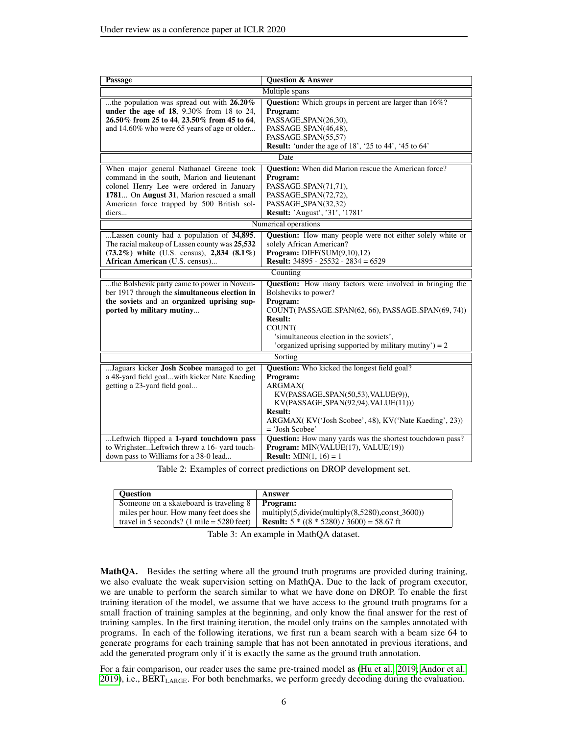| Passage | Question & Answer |
| --- | --- |
| **Multiple spans** | |
| ...the population was spread out with **26.20% under the age of 18**, 9.30% from 18 to 24, **26.50% from 25 to 44**, **23.50% from 45 to 64**, and 14.60% who were 65 years of age or older... | **Question:** Which groups in percent are larger than 16%? <br> **Program:** <br> PASSAGE_SPAN(26,30), <br> PASSAGE_SPAN(46,48), <br> PASSAGE_SPAN(55,57) <br> **Result:** 'under the age of 18', '25 to 44', '45 to 64' |
| **Date** | |
| When major general Nathanael Greene took command in the south, Marion and lieutenant colonel Henry Lee were ordered in January **1781**... On **August 31**, Marion rescued a small American force trapped by 500 British soldiers... | **Question:** When did Marion rescue the American force? <br> **Program:** <br> PASSAGE_SPAN(71,71), <br> PASSAGE_SPAN(72,72), <br> PASSAGE_SPAN(32,32) <br> **Result:** 'August', '31', '1781' |
| **Numerical operations** | |
| ...Lassen county had a population of **34,895**. The racial makeup of Lassen county was **25,532 (73.2%) white** (U.S. census), **2,834 (8.1%) African American** (U.S. census)... | **Question:** How many people were not either solely white or solely African American? <br> **Program:** DIFF(SUM(9,10),12) <br> **Result:** 34895 - 25532 - 2834 = 6529 |
| **Counting** | |
| ...the Bolshevik party came to power in November 1917 through the **simultaneous election in the soviets** and an **organized uprising supported by military mutiny**... | **Question:** How many factors were involved in bringing the Bolsheviks to power? <br> **Program:** <br> COUNT( PASSAGE_SPAN(62, 66), PASSAGE_SPAN(69, 74)) <br> **Result:** <br> COUNT( <br> 'simultaneous election in the soviets', <br> 'organized uprising supported by military mutiny') = 2 |
| **Sorting** | |
| ...Jaguars kicker **Josh Scobee** managed to get a 48-yard field goal...with kicker Nate Kaeding getting a 23-yard field goal... | **Question:** Who kicked the longest field goal? <br> **Program:** <br> ARGMAX( <br> KV(PASSAGE_SPAN(50,53),VALUE(9)), <br> KV(PASSAGE_SPAN(92,94),VALUE(11))) <br> **Result:** <br> ARGMAX( KV('Josh Scobee', 48), KV('Nate Kaeding', 23)) <br> = 'Josh Scobee' |
| ...Leftwich flipped a **1-yard touchdown pass** to Wrighster...Leftwich threw a 16- yard touchdown pass to Williams for a 38-0 lead... | **Question:** How many yards was the shortest touchdown pass? <br> **Program:** MIN(VALUE(17), VALUE(19)) <br> **Result:** MIN(1, 16) = 1 |

Table 2: Examples of correct predictions on DROP development set.

| Question | Answer |
| --- | --- |
| Someone on a skateboard is traveling 8 miles per hour. How many feet does she travel in 5 seconds? (1 mile = 5280 feet) | **Program:** <br> multiply(5,divide(multiply(8,5280),const_3600)) <br> **Result:** 5 * ((8 * 5280) / 3600) = 58.67 ft |

Table 3: An example in MathQA dataset.

**MathQA.** Besides the setting where all the ground truth programs are provided during training, we also evaluate the weak supervision setting on MathQA. Due to the lack of program executor, we are unable to perform the search similar to what we have done on DROP. To enable the first training iteration of the model, we assume that we have access to the ground truth programs for a small fraction of training samples at the beginning, and only know the final answer for the rest of training samples. In the first training iteration, the model only trains on the samples annotated with programs. In each of the following iterations, we first run a beam search with a beam size 64 to generate programs for each training sample that has not been annotated in previous iterations, and add the generated program only if it is exactly the same as the ground truth annotation.

For a fair comparison, our reader uses the same pre-trained model as (Hu et al., 2019; Andor et al., 2019), i.e., $\text{BERT}_{\text{LARGE}}$. For both benchmarks, we perform greedy decoding during the evaluation.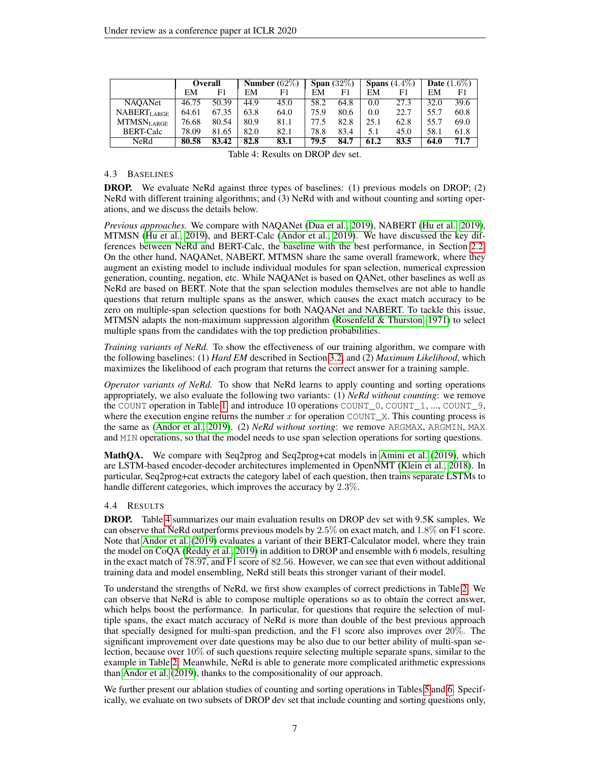| | Overall | | Number (62%) | | Span (32%) | | Spans (4.4%) | | Date (1.6%) | |
|---|---|---|---|---|---|---|---|---|---|---|
| | EM | F1 | EM | F1 | EM | F1 | EM | F1 | EM | F1 |
| NAQANet | 46.75 | 50.39 | 44.9 | 45.0 | 58.2 | 64.8 | 0.0 | 27.3 | 32.0 | 39.6 |
| $\text{NABERT}_{\text{LARGE}}$ | 64.61 | 67.35 | 63.8 | 64.0 | 75.9 | 80.6 | 0.0 | 22.7 | 55.7 | 60.8 |
| $\text{MTMSN}_{\text{LARGE}}$ | 76.68 | 80.54 | 80.9 | 81.1 | 77.5 | 82.8 | 25.1 | 62.8 | 55.7 | 69.0 |
| BERT-Calc | 78.09 | 81.65 | 82.0 | 82.1 | 78.8 | 83.4 | 5.1 | 45.0 | 58.1 | 61.8 |
| NeRd | **80.58** | **83.42** | **82.8** | **83.1** | **79.5** | **84.7** | **61.2** | **83.5** | **64.0** | **71.7** |

Table 4: Results on DROP dev set.

### 4.3 Baselines

**DROP.** We evaluate NeRd against three types of baselines: (1) previous models on DROP; (2) NeRd with different training algorithms; and (3) NeRd with and without counting and sorting operations, and we discuss the details below.

*Previous approaches.* We compare with NAQANet (Dua et al., 2019), NABERT (Hu et al., 2019), MTMSN (Hu et al., 2019), and BERT-Calc (Andor et al., 2019). We have discussed the key differences between NeRd and BERT-Calc, the baseline with the best performance, in Section 2.2. On the other hand, NAQANet, NABERT, MTMSN share the same overall framework, where they augment an existing model to include individual modules for span selection, numerical expression generation, counting, negation, etc. While NAQANet is based on QANet, other baselines as well as NeRd are based on BERT. Note that the span selection modules themselves are not able to handle questions that return multiple spans as the answer, which causes the exact match accuracy to be zero on multiple-span selection questions for both NAQANet and NABERT. To tackle this issue, MTMSN adapts the non-maximum suppression algorithm (Rosenfeld & Thurston, 1971) to select multiple spans from the candidates with the top prediction probabilities.

*Training variants of NeRd.* To show the effectiveness of our training algorithm, we compare with the following baselines: (1) *Hard EM* described in Section 3.2; and (2) *Maximum Likelihood*, which maximizes the likelihood of each program that returns the correct answer for a training sample.

*Operator variants of NeRd.* To show that NeRd learns to apply counting and sorting operations appropriately, we also evaluate the following two variants: (1) *NeRd without counting*: we remove the COUNT operation in Table 1, and introduce 10 operations COUNT_0, COUNT_1, ..., COUNT_9, where the execution engine returns the number $x$ for operation COUNT_X. This counting process is the same as (Andor et al., 2019). (2) *NeRd without sorting*: we remove ARGMAX, ARGMIN, MAX and MIN operations, so that the model needs to use span selection operations for sorting questions.

**MathQA.** We compare with Seq2prog and Seq2prog+cat models in Amini et al. (2019), which are LSTM-based encoder-decoder architectures implemented in OpenNMT (Klein et al., 2018). In particular, Seq2prog+cat extracts the category label of each question, then trains separate LSTMs to handle different categories, which improves the accuracy by 2.3%.

### 4.4 Results

**DROP.** Table 4 summarizes our main evaluation results on DROP dev set with 9.5K samples. We can observe that NeRd outperforms previous models by 2.5% on exact match, and 1.8% on F1 score. Note that Andor et al. (2019) evaluates a variant of their BERT-Calculator model, where they train the model on CoQA (Reddy et al., 2019) in addition to DROP and ensemble with 6 models, resulting in the exact match of 78.97, and F1 score of 82.56. However, we can see that even without additional training data and model ensembling, NeRd still beats this stronger variant of their model.

To understand the strengths of NeRd, we first show examples of correct predictions in Table 2. We can observe that NeRd is able to compose multiple operations so as to obtain the correct answer, which helps boost the performance. In particular, for questions that require the selection of multiple spans, the exact match accuracy of NeRd is more than double of the best previous approach that specially designed for multi-span prediction, and the F1 score also improves over 20%. The significant improvement over date questions may be also due to our better ability of multi-span selection, because over 10% of such questions require selecting multiple separate spans, similar to the example in Table 2. Meanwhile, NeRd is able to generate more complicated arithmetic expressions than Andor et al. (2019), thanks to the compositionality of our approach.

We further present our ablation studies of counting and sorting operations in Tables 5 and 6. Specifically, we evaluate on two subsets of DROP dev set that include counting and sorting questions only,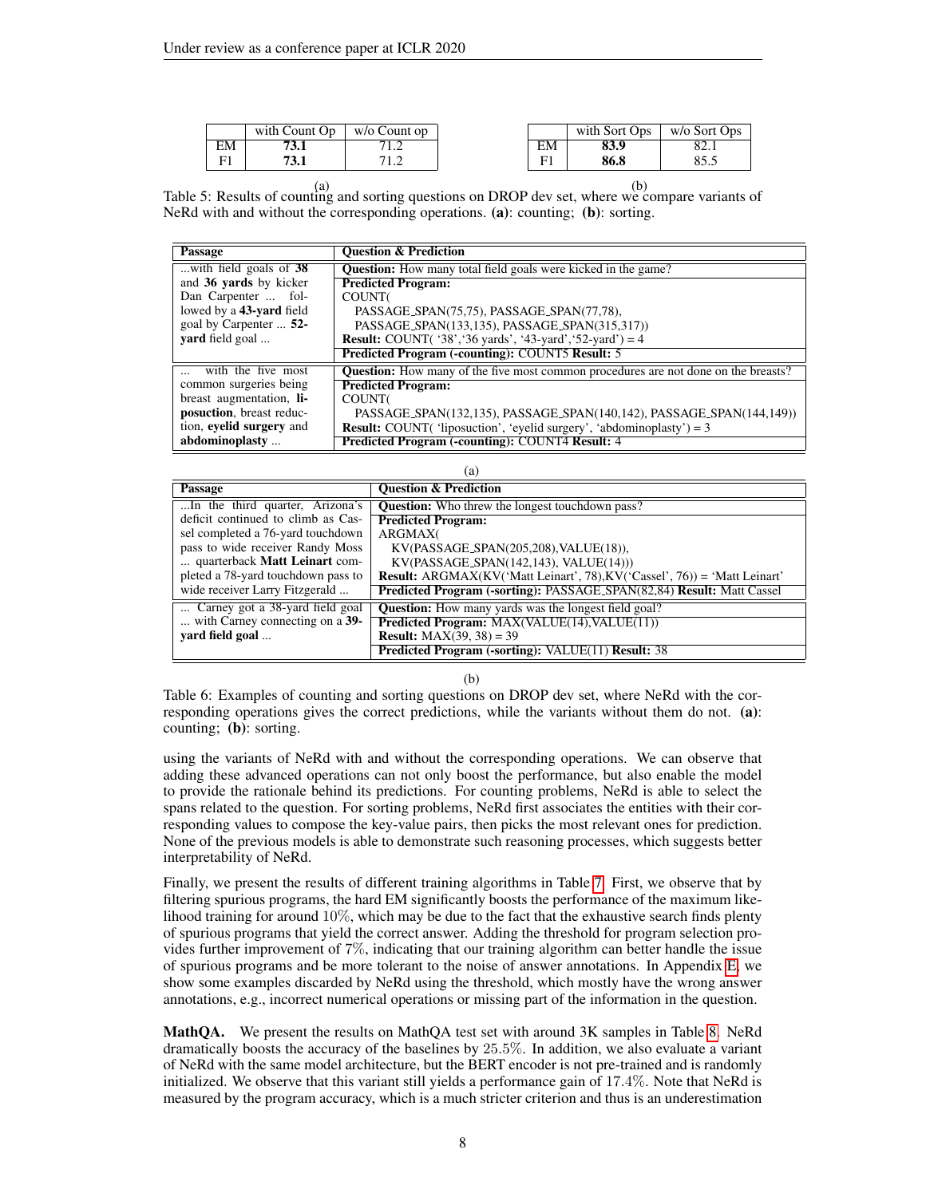| | with Count Op | w/o Count op |
|---|---|---|
| EM | **73.1** | 71.2 |
| F1 | **73.1** | 71.2 |

(a)

| | with Sort Ops | w/o Sort Ops |
|---|---|---|
| EM | **83.9** | 82.1 |
| F1 | **86.8** | 85.5 |

(b)

Table 5: Results of counting and sorting questions on DROP dev set, where we compare variants of NeRd with and without the corresponding operations. **(a)**: counting; **(b)**: sorting.

| Passage | Question & Prediction |
|---|---|
| ...with field goals of **38** and **36 yards** by kicker Dan Carpenter ... followed by a **43-yard** field goal by Carpenter ... **52-yard** field goal ... | **Question:** How many total field goals were kicked in the game? <br> **Predicted Program:** <br> COUNT( <br> PASSAGE_SPAN(75,75), PASSAGE_SPAN(77,78), <br> PASSAGE_SPAN(133,135), PASSAGE_SPAN(315,317)) <br> **Result:** COUNT( '38','36 yards', '43-yard','52-yard') = 4 <br> **Predicted Program (-counting):** COUNT5 **Result:** 5 |
| ... with the five most common surgeries being breast augmentation, **liposuction**, breast reduction, **eyelid surgery** and **abdominoplasty** ... | **Question:** How many of the five most common procedures are not done on the breasts? <br> **Predicted Program:** <br> COUNT( <br> PASSAGE_SPAN(132,135), PASSAGE_SPAN(140,142), PASSAGE_SPAN(144,149)) <br> **Result:** COUNT( 'liposuction', 'eyelid surgery', 'abdominoplasty') = 3 <br> **Predicted Program (-counting):** COUNT4 **Result:** 4 |

(a)

| Passage | Question & Prediction |
|---|---|
| ...In the third quarter, Arizona's deficit continued to climb as Cassel completed a 76-yard touchdown pass to wide receiver Randy Moss ... quarterback **Matt Leinart** completed a 78-yard touchdown pass to wide receiver Larry Fitzgerald ... | **Question:** Who threw the longest touchdown pass? <br> **Predicted Program:** <br> ARGMAX( <br> KV(PASSAGE_SPAN(205,208),VALUE(18)), <br> KV(PASSAGE_SPAN(142,143), VALUE(14))) <br> **Result:** ARGMAX(KV('Matt Leinart', 78),KV('Cassel', 76)) = 'Matt Leinart' <br> **Predicted Program (-sorting):** PASSAGE_SPAN(82,84) **Result:** Matt Cassel |
| ... Carney got a 38-yard field goal ... with Carney connecting on a **39-yard field goal** ... | **Question:** How many yards was the longest field goal? <br> **Predicted Program:** MAX(VALUE(14),VALUE(11)) <br> **Result:** MAX(39, 38) = 39 <br> **Predicted Program (-sorting):** VALUE(11) **Result:** 38 |

(b)

Table 6: Examples of counting and sorting questions on DROP dev set, where NeRd with the corresponding operations gives the correct predictions, while the variants without them do not. **(a)**: counting; **(b)**: sorting.

using the variants of NeRd with and without the corresponding operations. We can observe that adding these advanced operations can not only boost the performance, but also enable the model to provide the rationale behind its predictions. For counting problems, NeRd is able to select the spans related to the question. For sorting problems, NeRd first associates the entities with their corresponding values to compose the key-value pairs, then picks the most relevant ones for prediction. None of the previous models is able to demonstrate such reasoning processes, which suggests better interpretability of NeRd.

Finally, we present the results of different training algorithms in Table 7. First, we observe that by filtering spurious programs, the hard EM significantly boosts the performance of the maximum likelihood training for around 10%, which may be due to the fact that the exhaustive search finds plenty of spurious programs that yield the correct answer. Adding the threshold for program selection provides further improvement of 7%, indicating that our training algorithm can better handle the issue of spurious programs and be more tolerant to the noise of answer annotations. In Appendix E, we show some examples discarded by NeRd using the threshold, which mostly have the wrong answer annotations, e.g., incorrect numerical operations or missing part of the information in the question.

**MathQA.** We present the results on MathQA test set with around 3K samples in Table 8. NeRd dramatically boosts the accuracy of the baselines by 25.5%. In addition, we also evaluate a variant of NeRd with the same model architecture, but the BERT encoder is not pre-trained and is randomly initialized. We observe that this variant still yields a performance gain of 17.4%. Note that NeRd is measured by the program accuracy, which is a much stricter criterion and thus is an underestimation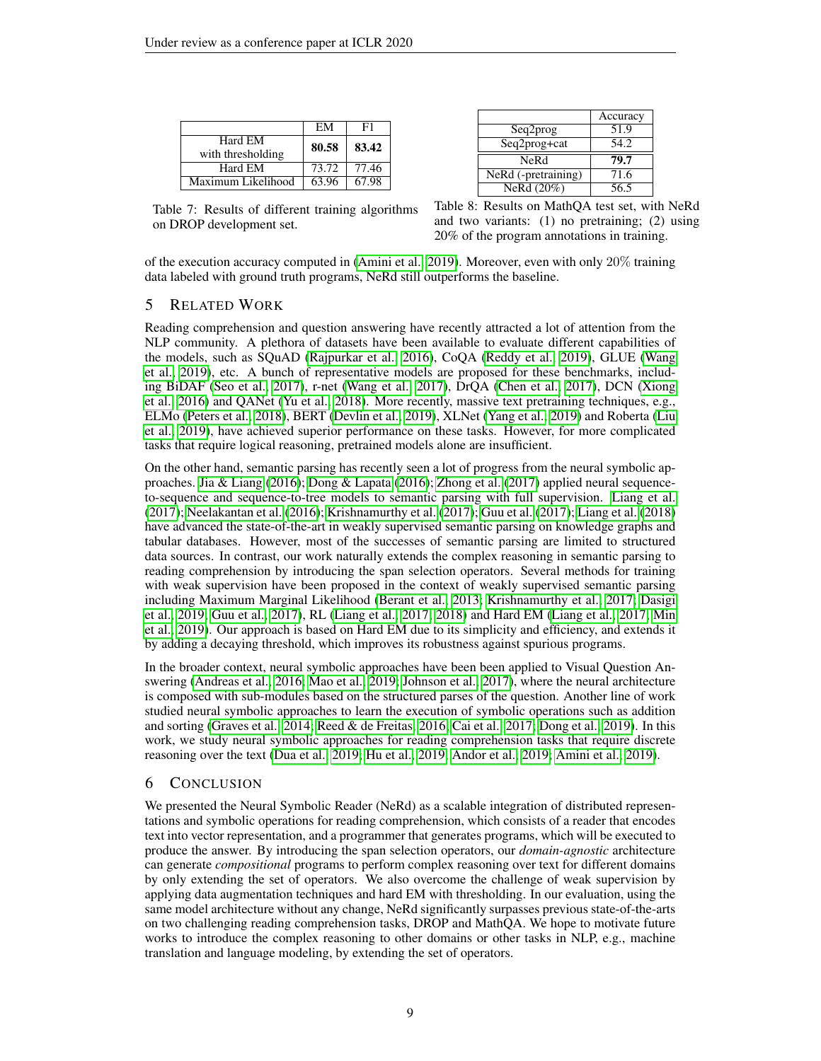| | EM | F1 |
|---|---|---|
| Hard EM with thresholding | **80.58** | **83.42** |
| Hard EM | 73.72 | 77.46 |
| Maximum Likelihood | 63.96 | 67.98 |

Table 7: Results of different training algorithms on DROP development set.

| | Accuracy |
|---|---|
| Seq2prog | 51.9 |
| Seq2prog+cat | 54.2 |
| NeRd | **79.7** |
| NeRd (-pretraining) | 71.6 |
| NeRd (20%) | 56.5 |

Table 8: Results on MathQA test set, with NeRd and two variants: (1) no pretraining; (2) using 20% of the program annotations in training.

of the execution accuracy computed in (Amini et al., 2019). Moreover, even with only 20% training data labeled with ground truth programs, NeRd still outperforms the baseline.

## 5 Related Work

Reading comprehension and question answering have recently attracted a lot of attention from the NLP community. A plethora of datasets have been available to evaluate different capabilities of the models, such as SQuAD (Rajpurkar et al., 2016), CoQA (Reddy et al., 2019), GLUE (Wang et al., 2019), etc. A bunch of representative models are proposed for these benchmarks, including BiDAF (Seo et al., 2017), r-net (Wang et al., 2017), DrQA (Chen et al., 2017), DCN (Xiong et al., 2016) and QANet (Yu et al., 2018). More recently, massive text pretraining techniques, e.g., ELMo (Peters et al., 2018), BERT (Devlin et al., 2019), XLNet (Yang et al., 2019) and Roberta (Liu et al., 2019), have achieved superior performance on these tasks. However, for more complicated tasks that require logical reasoning, pretrained models alone are insufficient.

On the other hand, semantic parsing has recently seen a lot of progress from the neural symbolic approaches. Jia & Liang (2016); Dong & Lapata (2016); Zhong et al. (2017) applied neural sequence-to-sequence and sequence-to-tree models to semantic parsing with full supervision. Liang et al. (2017); Neelakantan et al. (2016); Krishnamurthy et al. (2017); Guu et al. (2017); Liang et al. (2018) have advanced the state-of-the-art in weakly supervised semantic parsing on knowledge graphs and tabular databases. However, most of the successes of semantic parsing are limited to structured data sources. In contrast, our work naturally extends the complex reasoning in semantic parsing to reading comprehension by introducing the span selection operators. Several methods for training with weak supervision have been proposed in the context of weakly supervised semantic parsing including Maximum Marginal Likelihood (Berant et al., 2013; Krishnamurthy et al., 2017; Dasigi et al., 2019; Guu et al., 2017), RL (Liang et al., 2017; 2018) and Hard EM (Liang et al., 2017; Min et al., 2019). Our approach is based on Hard EM due to its simplicity and efficiency, and extends it by adding a decaying threshold, which improves its robustness against spurious programs.

In the broader context, neural symbolic approaches have been been applied to Visual Question Answering (Andreas et al., 2016; Mao et al., 2019; Johnson et al., 2017), where the neural architecture is composed with sub-modules based on the structured parses of the question. Another line of work studied neural symbolic approaches to learn the execution of symbolic operations such as addition and sorting (Graves et al., 2014; Reed & de Freitas, 2016; Cai et al., 2017; Dong et al., 2019). In this work, we study neural symbolic approaches for reading comprehension tasks that require discrete reasoning over the text (Dua et al., 2019; Hu et al., 2019; Andor et al., 2019; Amini et al., 2019).

## 6 Conclusion

We presented the Neural Symbolic Reader (NeRd) as a scalable integration of distributed representations and symbolic operations for reading comprehension, which consists of a reader that encodes text into vector representation, and a programmer that generates programs, which will be executed to produce the answer. By introducing the span selection operators, our *domain-agnostic* architecture can generate *compositional* programs to perform complex reasoning over text for different domains by only extending the set of operators. We also overcome the challenge of weak supervision by applying data augmentation techniques and hard EM with thresholding. In our evaluation, using the same model architecture without any change, NeRd significantly surpasses previous state-of-the-arts on two challenging reading comprehension tasks, DROP and MathQA. We hope to motivate future works to introduce the complex reasoning to other domains or other tasks in NLP, e.g., machine translation and language modeling, by extending the set of operators.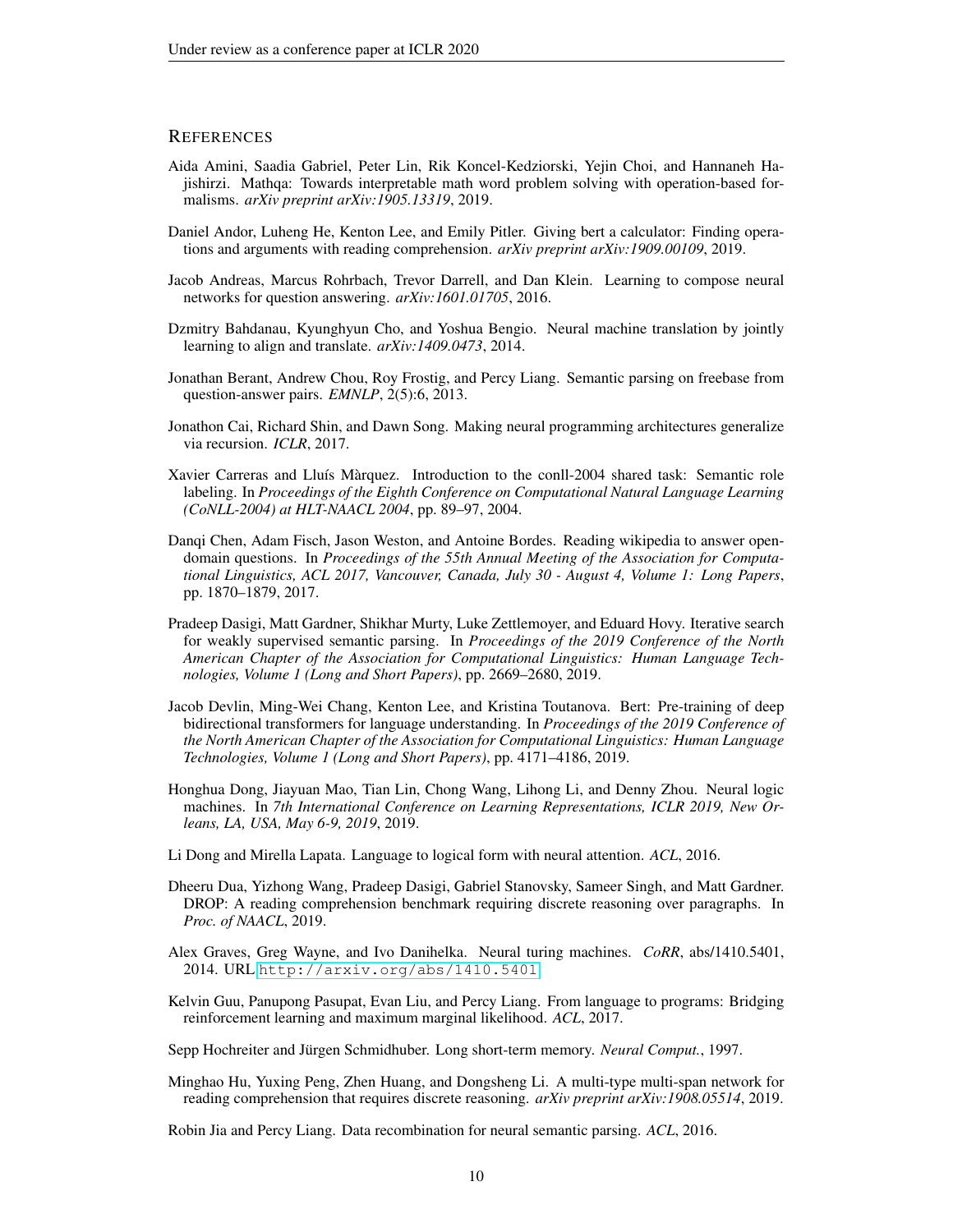## REFERENCES

Aida Amini, Saadia Gabriel, Peter Lin, Rik Koncel-Kedziorski, Yejin Choi, and Hannaneh Hajishirzi. Mathqa: Towards interpretable math word problem solving with operation-based formalisms. *arXiv preprint arXiv:1905.13319*, 2019.

Daniel Andor, Luheng He, Kenton Lee, and Emily Pitler. Giving bert a calculator: Finding operations and arguments with reading comprehension. *arXiv preprint arXiv:1909.00109*, 2019.

Jacob Andreas, Marcus Rohrbach, Trevor Darrell, and Dan Klein. Learning to compose neural networks for question answering. *arXiv:1601.01705*, 2016.

Dzmitry Bahdanau, Kyunghyun Cho, and Yoshua Bengio. Neural machine translation by jointly learning to align and translate. *arXiv:1409.0473*, 2014.

Jonathan Berant, Andrew Chou, Roy Frostig, and Percy Liang. Semantic parsing on freebase from question-answer pairs. *EMNLP*, 2(5):6, 2013.

Jonathon Cai, Richard Shin, and Dawn Song. Making neural programming architectures generalize via recursion. *ICLR*, 2017.

Xavier Carreras and Lluís Màrquez. Introduction to the conll-2004 shared task: Semantic role labeling. In *Proceedings of the Eighth Conference on Computational Natural Language Learning (CoNLL-2004) at HLT-NAACL 2004*, pp. 89–97, 2004.

Danqi Chen, Adam Fisch, Jason Weston, and Antoine Bordes. Reading wikipedia to answer open-domain questions. In *Proceedings of the 55th Annual Meeting of the Association for Computational Linguistics, ACL 2017, Vancouver, Canada, July 30 - August 4, Volume 1: Long Papers*, pp. 1870–1879, 2017.

Pradeep Dasigi, Matt Gardner, Shikhar Murty, Luke Zettlemoyer, and Eduard Hovy. Iterative search for weakly supervised semantic parsing. In *Proceedings of the 2019 Conference of the North American Chapter of the Association for Computational Linguistics: Human Language Technologies, Volume 1 (Long and Short Papers)*, pp. 2669–2680, 2019.

Jacob Devlin, Ming-Wei Chang, Kenton Lee, and Kristina Toutanova. Bert: Pre-training of deep bidirectional transformers for language understanding. In *Proceedings of the 2019 Conference of the North American Chapter of the Association for Computational Linguistics: Human Language Technologies, Volume 1 (Long and Short Papers)*, pp. 4171–4186, 2019.

Honghua Dong, Jiayuan Mao, Tian Lin, Chong Wang, Lihong Li, and Denny Zhou. Neural logic machines. In *7th International Conference on Learning Representations, ICLR 2019, New Orleans, LA, USA, May 6-9, 2019*, 2019.

Li Dong and Mirella Lapata. Language to logical form with neural attention. *ACL*, 2016.

Dheeru Dua, Yizhong Wang, Pradeep Dasigi, Gabriel Stanovsky, Sameer Singh, and Matt Gardner. DROP: A reading comprehension benchmark requiring discrete reasoning over paragraphs. In *Proc. of NAACL*, 2019.

Alex Graves, Greg Wayne, and Ivo Danihelka. Neural turing machines. *CoRR*, abs/1410.5401, 2014. URL http://arxiv.org/abs/1410.5401.

Kelvin Guu, Panupong Pasupat, Evan Liu, and Percy Liang. From language to programs: Bridging reinforcement learning and maximum marginal likelihood. *ACL*, 2017.

Sepp Hochreiter and Jürgen Schmidhuber. Long short-term memory. *Neural Comput.*, 1997.

Minghao Hu, Yuxing Peng, Zhen Huang, and Dongsheng Li. A multi-type multi-span network for reading comprehension that requires discrete reasoning. *arXiv preprint arXiv:1908.05514*, 2019.

Robin Jia and Percy Liang. Data recombination for neural semantic parsing. *ACL*, 2016.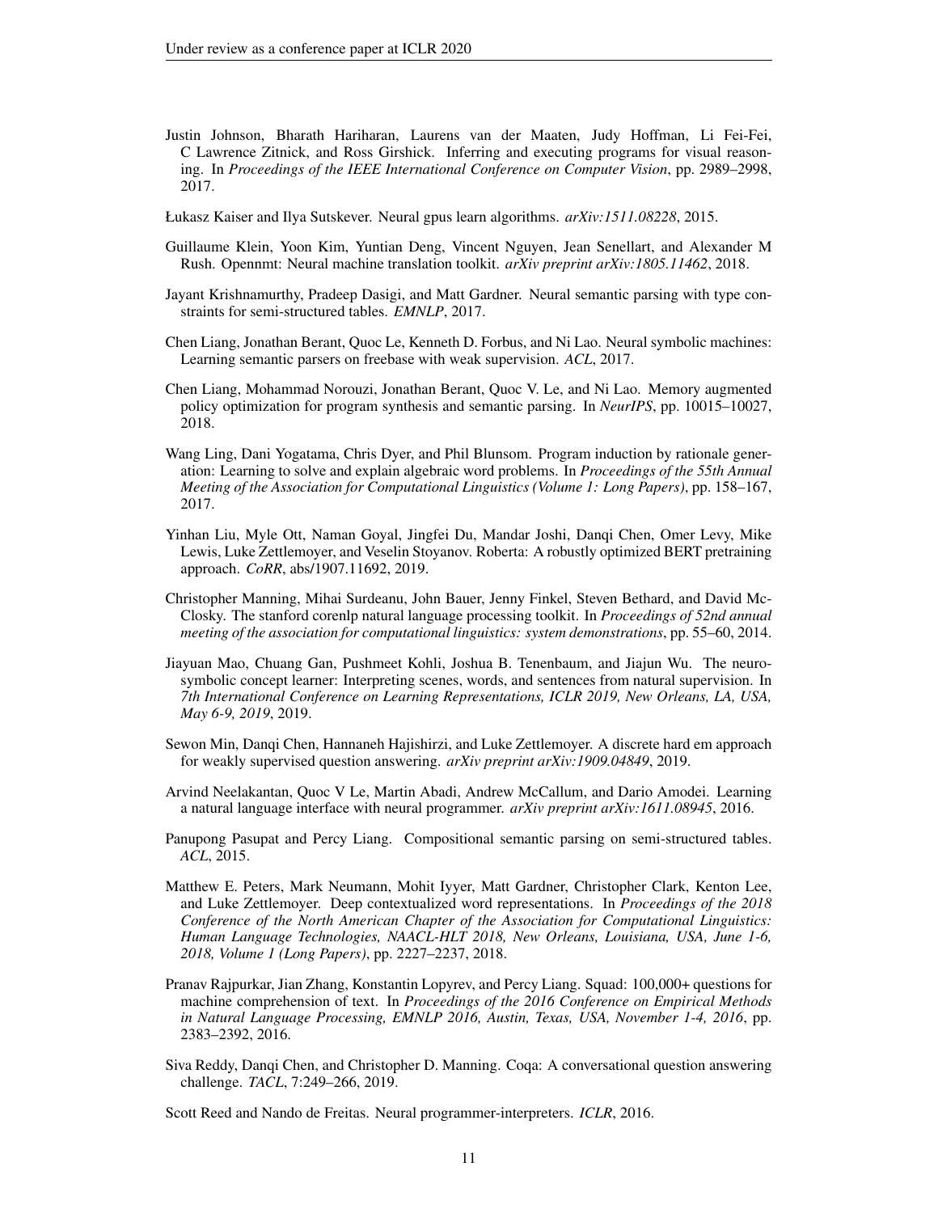Justin Johnson, Bharath Hariharan, Laurens van der Maaten, Judy Hoffman, Li Fei-Fei, C Lawrence Zitnick, and Ross Girshick. Inferring and executing programs for visual reasoning. In *Proceedings of the IEEE International Conference on Computer Vision*, pp. 2989–2998, 2017.

Łukasz Kaiser and Ilya Sutskever. Neural gpus learn algorithms. *arXiv:1511.08228*, 2015.

Guillaume Klein, Yoon Kim, Yuntian Deng, Vincent Nguyen, Jean Senellart, and Alexander M Rush. Opennmt: Neural machine translation toolkit. *arXiv preprint arXiv:1805.11462*, 2018.

Jayant Krishnamurthy, Pradeep Dasigi, and Matt Gardner. Neural semantic parsing with type constraints for semi-structured tables. *EMNLP*, 2017.

Chen Liang, Jonathan Berant, Quoc Le, Kenneth D. Forbus, and Ni Lao. Neural symbolic machines: Learning semantic parsers on freebase with weak supervision. *ACL*, 2017.

Chen Liang, Mohammad Norouzi, Jonathan Berant, Quoc V. Le, and Ni Lao. Memory augmented policy optimization for program synthesis and semantic parsing. In *NeurIPS*, pp. 10015–10027, 2018.

Wang Ling, Dani Yogatama, Chris Dyer, and Phil Blunsom. Program induction by rationale generation: Learning to solve and explain algebraic word problems. In *Proceedings of the 55th Annual Meeting of the Association for Computational Linguistics (Volume 1: Long Papers)*, pp. 158–167, 2017.

Yinhan Liu, Myle Ott, Naman Goyal, Jingfei Du, Mandar Joshi, Danqi Chen, Omer Levy, Mike Lewis, Luke Zettlemoyer, and Veselin Stoyanov. Roberta: A robustly optimized BERT pretraining approach. *CoRR*, abs/1907.11692, 2019.

Christopher Manning, Mihai Surdeanu, John Bauer, Jenny Finkel, Steven Bethard, and David McClosky. The stanford corenlp natural language processing toolkit. In *Proceedings of 52nd annual meeting of the association for computational linguistics: system demonstrations*, pp. 55–60, 2014.

Jiayuan Mao, Chuang Gan, Pushmeet Kohli, Joshua B. Tenenbaum, and Jiajun Wu. The neuro-symbolic concept learner: Interpreting scenes, words, and sentences from natural supervision. In *7th International Conference on Learning Representations, ICLR 2019, New Orleans, LA, USA, May 6-9, 2019*, 2019.

Sewon Min, Danqi Chen, Hannaneh Hajishirzi, and Luke Zettlemoyer. A discrete hard em approach for weakly supervised question answering. *arXiv preprint arXiv:1909.04849*, 2019.

Arvind Neelakantan, Quoc V Le, Martin Abadi, Andrew McCallum, and Dario Amodei. Learning a natural language interface with neural programmer. *arXiv preprint arXiv:1611.08945*, 2016.

Panupong Pasupat and Percy Liang. Compositional semantic parsing on semi-structured tables. *ACL*, 2015.

Matthew E. Peters, Mark Neumann, Mohit Iyyer, Matt Gardner, Christopher Clark, Kenton Lee, and Luke Zettlemoyer. Deep contextualized word representations. In *Proceedings of the 2018 Conference of the North American Chapter of the Association for Computational Linguistics: Human Language Technologies, NAACL-HLT 2018, New Orleans, Louisiana, USA, June 1-6, 2018, Volume 1 (Long Papers)*, pp. 2227–2237, 2018.

Pranav Rajpurkar, Jian Zhang, Konstantin Lopyrev, and Percy Liang. Squad: 100,000+ questions for machine comprehension of text. In *Proceedings of the 2016 Conference on Empirical Methods in Natural Language Processing, EMNLP 2016, Austin, Texas, USA, November 1-4, 2016*, pp. 2383–2392, 2016.

Siva Reddy, Danqi Chen, and Christopher D. Manning. Coqa: A conversational question answering challenge. *TACL*, 7:249–266, 2019.

Scott Reed and Nando de Freitas. Neural programmer-interpreters. *ICLR*, 2016.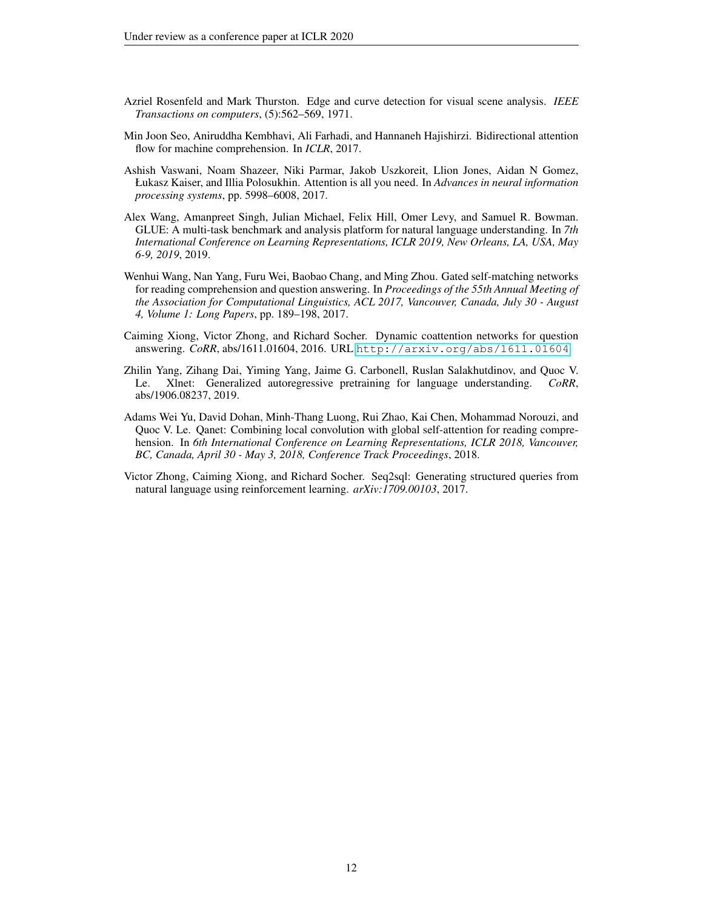Azriel Rosenfeld and Mark Thurston. Edge and curve detection for visual scene analysis. *IEEE Transactions on computers*, (5):562–569, 1971.

Min Joon Seo, Aniruddha Kembhavi, Ali Farhadi, and Hannaneh Hajishirzi. Bidirectional attention flow for machine comprehension. In *ICLR*, 2017.

Ashish Vaswani, Noam Shazeer, Niki Parmar, Jakob Uszkoreit, Llion Jones, Aidan N Gomez, Łukasz Kaiser, and Illia Polosukhin. Attention is all you need. In *Advances in neural information processing systems*, pp. 5998–6008, 2017.

Alex Wang, Amanpreet Singh, Julian Michael, Felix Hill, Omer Levy, and Samuel R. Bowman. GLUE: A multi-task benchmark and analysis platform for natural language understanding. In *7th International Conference on Learning Representations, ICLR 2019, New Orleans, LA, USA, May 6-9, 2019*, 2019.

Wenhui Wang, Nan Yang, Furu Wei, Baobao Chang, and Ming Zhou. Gated self-matching networks for reading comprehension and question answering. In *Proceedings of the 55th Annual Meeting of the Association for Computational Linguistics, ACL 2017, Vancouver, Canada, July 30 - August 4, Volume 1: Long Papers*, pp. 189–198, 2017.

Caiming Xiong, Victor Zhong, and Richard Socher. Dynamic coattention networks for question answering. *CoRR*, abs/1611.01604, 2016. URL http://arxiv.org/abs/1611.01604.

Zhilin Yang, Zihang Dai, Yiming Yang, Jaime G. Carbonell, Ruslan Salakhutdinov, and Quoc V. Le. Xlnet: Generalized autoregressive pretraining for language understanding. *CoRR*, abs/1906.08237, 2019.

Adams Wei Yu, David Dohan, Minh-Thang Luong, Rui Zhao, Kai Chen, Mohammad Norouzi, and Quoc V. Le. Qanet: Combining local convolution with global self-attention for reading comprehension. In *6th International Conference on Learning Representations, ICLR 2018, Vancouver, BC, Canada, April 30 - May 3, 2018, Conference Track Proceedings*, 2018.

Victor Zhong, Caiming Xiong, and Richard Socher. Seq2sql: Generating structured queries from natural language using reinforcement learning. *arXiv:1709.00103*, 2017.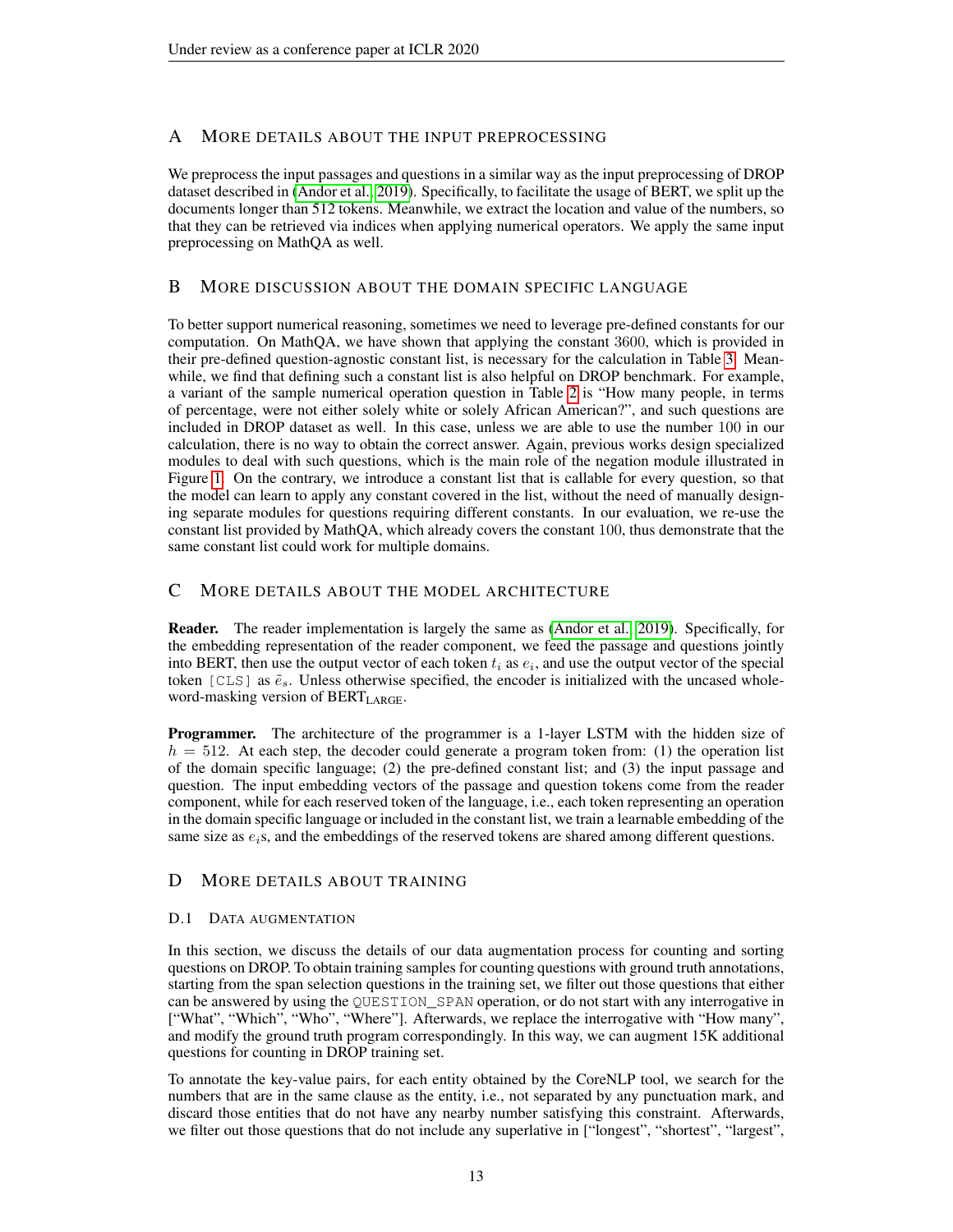## A More details about the input preprocessing

We preprocess the input passages and questions in a similar way as the input preprocessing of DROP dataset described in (Andor et al., 2019). Specifically, to facilitate the usage of BERT, we split up the documents longer than 512 tokens. Meanwhile, we extract the location and value of the numbers, so that they can be retrieved via indices when applying numerical operators. We apply the same input preprocessing on MathQA as well.

## B More discussion about the domain specific language

To better support numerical reasoning, sometimes we need to leverage pre-defined constants for our computation. On MathQA, we have shown that applying the constant 3600, which is provided in their pre-defined question-agnostic constant list, is necessary for the calculation in Table 3. Meanwhile, we find that defining such a constant list is also helpful on DROP benchmark. For example, a variant of the sample numerical operation question in Table 2 is "How many people, in terms of percentage, were not either solely white or solely African American?", and such questions are included in DROP dataset as well. In this case, unless we are able to use the number 100 in our calculation, there is no way to obtain the correct answer. Again, previous works design specialized modules to deal with such questions, which is the main role of the negation module illustrated in Figure 1. On the contrary, we introduce a constant list that is callable for every question, so that the model can learn to apply any constant covered in the list, without the need of manually designing separate modules for questions requiring different constants. In our evaluation, we re-use the constant list provided by MathQA, which already covers the constant 100, thus demonstrate that the same constant list could work for multiple domains.

## C More details about the model architecture

**Reader.** The reader implementation is largely the same as (Andor et al., 2019). Specifically, for the embedding representation of the reader component, we feed the passage and questions jointly into BERT, then use the output vector of each token $t_i$ as $e_i$, and use the output vector of the special token `[CLS]` as $\tilde{e}_s$. Unless otherwise specified, the encoder is initialized with the uncased whole-word-masking version of $\text{BERT}_{\text{LARGE}}$.

**Programmer.** The architecture of the programmer is a 1-layer LSTM with the hidden size of $h = 512$. At each step, the decoder could generate a program token from: (1) the operation list of the domain specific language; (2) the pre-defined constant list; and (3) the input passage and question. The input embedding vectors of the passage and question tokens come from the reader component, while for each reserved token of the language, i.e., each token representing an operation in the domain specific language or included in the constant list, we train a learnable embedding of the same size as $e_i$s, and the embeddings of the reserved tokens are shared among different questions.

## D More details about training

### D.1 Data augmentation

In this section, we discuss the details of our data augmentation process for counting and sorting questions on DROP. To obtain training samples for counting questions with ground truth annotations, starting from the span selection questions in the training set, we filter out those questions that either can be answered by using the `QUESTION_SPAN` operation, or do not start with any interrogative in ["What", "Which", "Who", "Where"]. Afterwards, we replace the interrogative with "How many", and modify the ground truth program correspondingly. In this way, we can augment 15K additional questions for counting in DROP training set.

To annotate the key-value pairs, for each entity obtained by the CoreNLP tool, we search for the numbers that are in the same clause as the entity, i.e., not separated by any punctuation mark, and discard those entities that do not have any nearby number satisfying this constraint. Afterwards, we filter out those questions that do not include any superlative in ["longest", "shortest", "largest",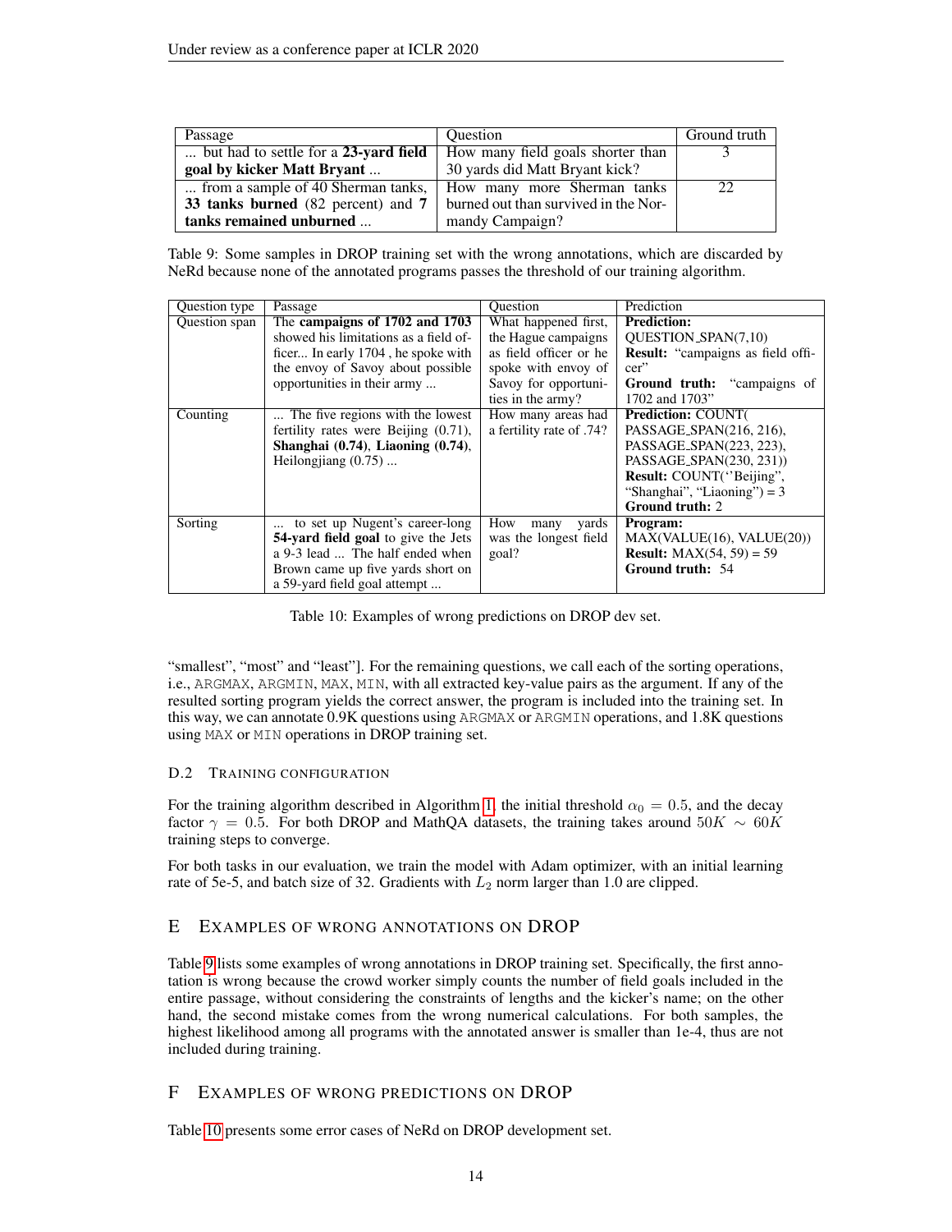| Passage | Question | Ground truth |
| --- | --- | --- |
| ... but had to settle for a **23-yard field goal by kicker Matt Bryant** ... | How many field goals shorter than 30 yards did Matt Bryant kick? | 3 |
| ... from a sample of 40 Sherman tanks, **33 tanks burned** (82 percent) and **7 tanks remained unburned** ... | How many more Sherman tanks burned out than survived in the Normandy Campaign? | 22 |

Table 9: Some samples in DROP training set with the wrong annotations, which are discarded by NeRd because none of the annotated programs passes the threshold of our training algorithm.

| Question type | Passage | Question | Prediction |
| --- | --- | --- | --- |
| Question span | The **campaigns of 1702 and 1703** showed his limitations as a field officer... In early 1704 , he spoke with the envoy of Savoy about possible opportunities in their army ... | What happened first, the Hague campaigns as field officer or he spoke with envoy of Savoy for opportunities in the army? | **Prediction:** QUESTION_SPAN(7,10) **Result:** "campaigns as field officer" **Ground truth:** "campaigns of 1702 and 1703" |
| Counting | ... The five regions with the lowest fertility rates were Beijing (0.71), **Shanghai (0.74)**, **Liaoning (0.74)**, Heilongjiang (0.75) ... | How many areas had a fertility rate of .74? | **Prediction:** COUNT( PASSAGE_SPAN(216, 216), PASSAGE_SPAN(223, 223), PASSAGE_SPAN(230, 231)) **Result:** COUNT("Beijing", "Shanghai", "Liaoning") = 3 **Ground truth:** 2 |
| Sorting | ... to set up Nugent's career-long **54-yard field goal** to give the Jets a 9-3 lead ... The half ended when Brown came up five yards short on a 59-yard field goal attempt ... | How many yards was the longest field goal? | **Program:** MAX(VALUE(16), VALUE(20)) **Result:** MAX(54, 59) = 59 **Ground truth:** 54 |

Table 10: Examples of wrong predictions on DROP dev set.

"smallest", "most" and "least"]. For the remaining questions, we call each of the sorting operations, i.e., ARGMAX, ARGMIN, MAX, MIN, with all extracted key-value pairs as the argument. If any of the resulted sorting program yields the correct answer, the program is included into the training set. In this way, we can annotate 0.9K questions using ARGMAX or ARGMIN operations, and 1.8K questions using MAX or MIN operations in DROP training set.

### D.2 Training configuration

For the training algorithm described in Algorithm 1, the initial threshold $\alpha_0 = 0.5$, and the decay factor $\gamma = 0.5$. For both DROP and MathQA datasets, the training takes around $50K \sim 60K$ training steps to converge.

For both tasks in our evaluation, we train the model with Adam optimizer, with an initial learning rate of 5e-5, and batch size of 32. Gradients with $L_2$ norm larger than 1.0 are clipped.

## E Examples of wrong annotations on DROP

Table 9 lists some examples of wrong annotations in DROP training set. Specifically, the first annotation is wrong because the crowd worker simply counts the number of field goals included in the entire passage, without considering the constraints of lengths and the kicker's name; on the other hand, the second mistake comes from the wrong numerical calculations. For both samples, the highest likelihood among all programs with the annotated answer is smaller than 1e-4, thus are not included during training.

## F Examples of wrong predictions on DROP

Table 10 presents some error cases of NeRd on DROP development set.